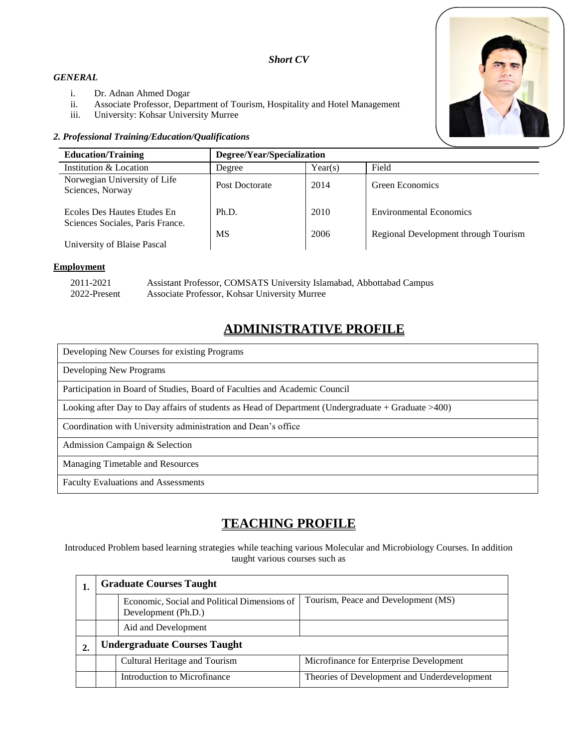*Short CV*

***GENERAL***

i. Dr. Adnan Ahmed Dogar
ii. Associate Professor, Department of Tourism, Hospitality and Hotel Management
iii. University: Kohsar University Murree

***2. Professional Training/Education/Qualifications***

| **Education/Training** | **Degree/Year/Specialization** | | |
|---|---|---|---|
| Institution & Location | Degree | Year(s) | Field |
| Norwegian University of Life Sciences, Norway | Post Doctorate | 2014 | Green Economics |
| Ecoles Des Hautes Etudes En Sciences Sociales, Paris France. | Ph.D. | 2010 | Environmental Economics |
| University of Blaise Pascal | MS | 2006 | Regional Development through Tourism |

**Employment**

2011-2021 Assistant Professor, COMSATS University Islamabad, Abbottabad Campus
2022-Present Associate Professor, Kohsar University Murree

## ADMINISTRATIVE PROFILE

| |
|---|
| Developing New Courses for existing Programs |
| Developing New Programs |
| Participation in Board of Studies, Board of Faculties and Academic Council |
| Looking after Day to Day affairs of students as Head of Department (Undergraduate + Graduate >400) |
| Coordination with University administration and Dean's office |
| Admission Campaign & Selection |
| Managing Timetable and Resources |
| Faculty Evaluations and Assessments |

## TEACHING PROFILE

Introduced Problem based learning strategies while teaching various Molecular and Microbiology Courses. In addition taught various courses such as

| | | | |
|---|---|---|---|
| **1.** | **Graduate Courses Taught** | | |
| | | Economic, Social and Political Dimensions of Development (Ph.D.) | Tourism, Peace and Development (MS) |
| | | Aid and Development | |
| **2.** | **Undergraduate Courses Taught** | | |
| | | Cultural Heritage and Tourism | Microfinance for Enterprise Development |
| | | Introduction to Microfinance | Theories of Development and Underdevelopment |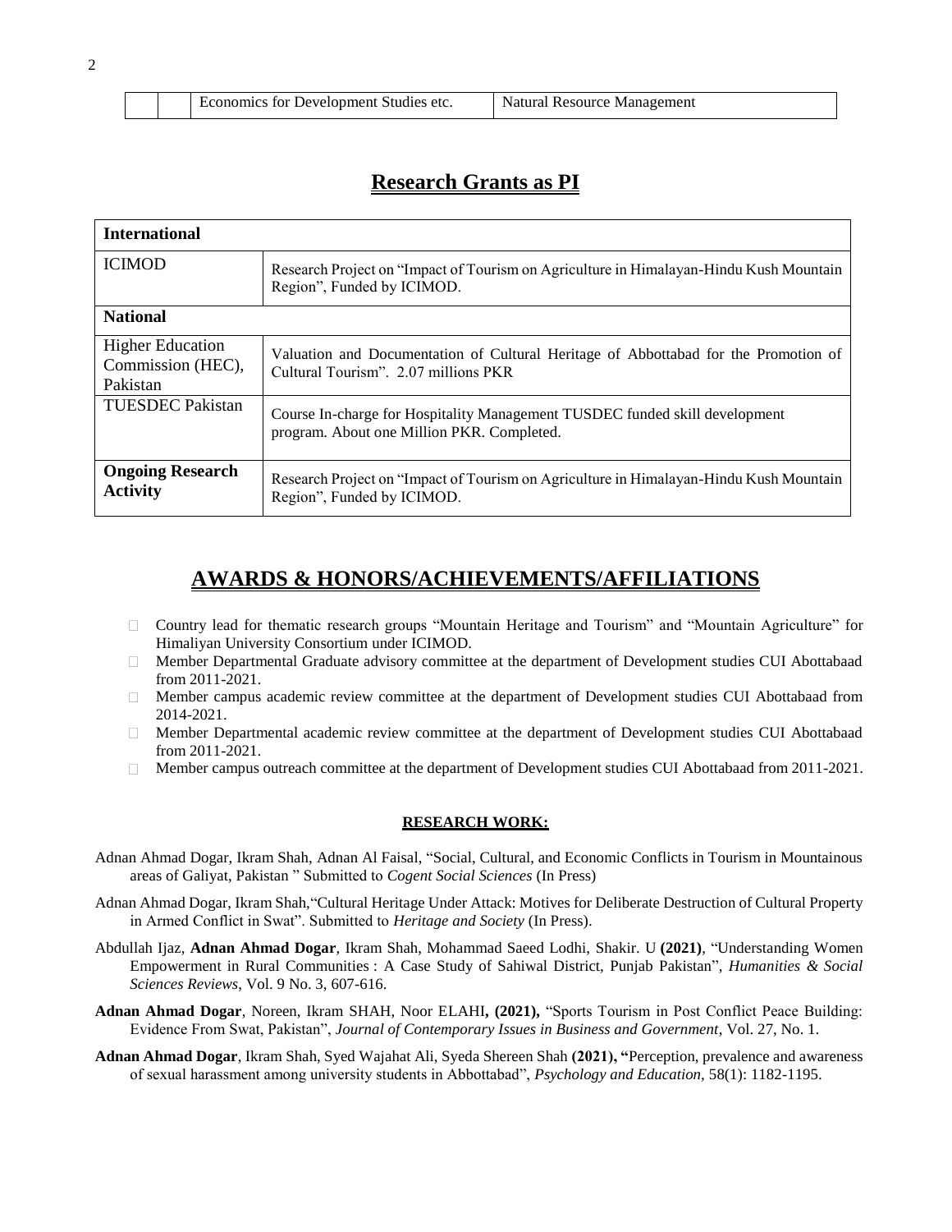| | | Economics for Development Studies etc. | Natural Resource Management |
|---|---|---|---|

## Research Grants as PI

| **International** | |
|---|---|
| ICIMOD | Research Project on "Impact of Tourism on Agriculture in Himalayan-Hindu Kush Mountain Region", Funded by ICIMOD. |
| **National** | |
| Higher Education Commission (HEC), Pakistan | Valuation and Documentation of Cultural Heritage of Abbottabad for the Promotion of Cultural Tourism". 2.07 millions PKR |
| TUESDEC Pakistan | Course In-charge for Hospitality Management TUSDEC funded skill development program. About one Million PKR. Completed. |
| **Ongoing Research Activity** | Research Project on "Impact of Tourism on Agriculture in Himalayan-Hindu Kush Mountain Region", Funded by ICIMOD. |

## AWARDS & HONORS/ACHIEVEMENTS/AFFILIATIONS

- Country lead for thematic research groups "Mountain Heritage and Tourism" and "Mountain Agriculture" for Himaliyan University Consortium under ICIMOD.
- Member Departmental Graduate advisory committee at the department of Development studies CUI Abottabaad from 2011-2021.
- Member campus academic review committee at the department of Development studies CUI Abottabaad from 2014-2021.
- Member Departmental academic review committee at the department of Development studies CUI Abottabaad from 2011-2021.
- Member campus outreach committee at the department of Development studies CUI Abottabaad from 2011-2021.

### RESEARCH WORK:

Adnan Ahmad Dogar, Ikram Shah, Adnan Al Faisal, "Social, Cultural, and Economic Conflicts in Tourism in Mountainous areas of Galiyat, Pakistan " Submitted to *Cogent Social Sciences* (In Press)

Adnan Ahmad Dogar, Ikram Shah,"Cultural Heritage Under Attack: Motives for Deliberate Destruction of Cultural Property in Armed Conflict in Swat". Submitted to *Heritage and Society* (In Press).

Abdullah Ijaz, **Adnan Ahmad Dogar**, Ikram Shah, Mohammad Saeed Lodhi, Shakir. U **(2021)**, "Understanding Women Empowerment in Rural Communities : A Case Study of Sahiwal District, Punjab Pakistan", *Humanities & Social Sciences Reviews*, Vol. 9 No. 3, 607-616.

**Adnan Ahmad Dogar**, Noreen, Ikram SHAH, Noor ELAHI**, (2021),** "Sports Tourism in Post Conflict Peace Building: Evidence From Swat, Pakistan", *Journal of Contemporary Issues in Business and Government*, Vol. 27, No. 1.

**Adnan Ahmad Dogar**, Ikram Shah, Syed Wajahat Ali, Syeda Shereen Shah **(2021), "**Perception, prevalence and awareness of sexual harassment among university students in Abbottabad", *Psychology and Education*, 58(1): 1182-1195.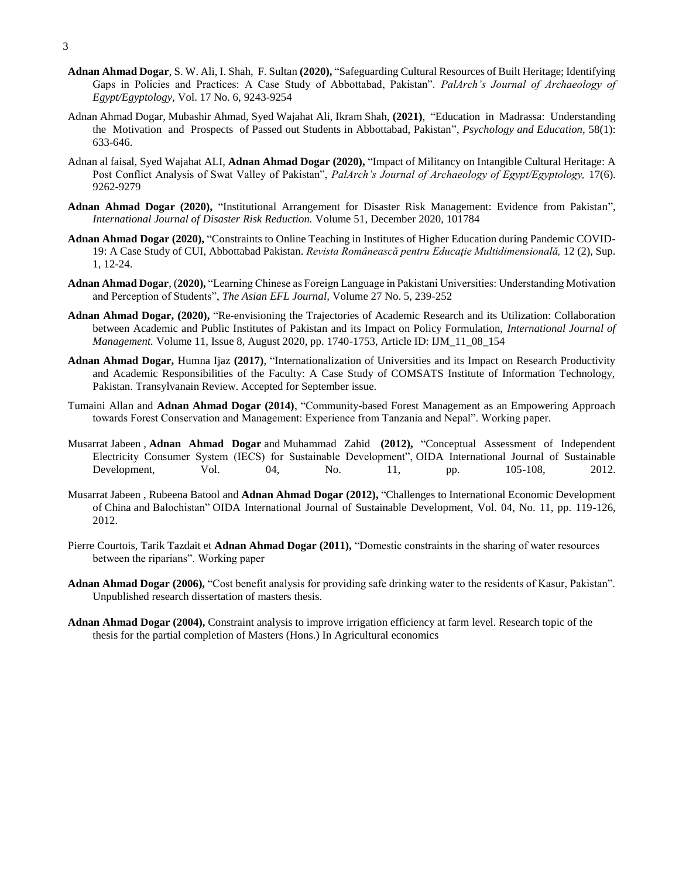**Adnan Ahmad Dogar**, S. W. Ali, I. Shah, F. Sultan **(2020),** "Safeguarding Cultural Resources of Built Heritage; Identifying Gaps in Policies and Practices: A Case Study of Abbottabad, Pakistan". *PalArch's Journal of Archaeology of Egypt/Egyptology,* Vol. 17 No. 6, 9243-9254

Adnan Ahmad Dogar, Mubashir Ahmad, Syed Wajahat Ali, Ikram Shah, **(2021)**, "Education in Madrassa: Understanding the Motivation and Prospects of Passed out Students in Abbottabad, Pakistan", *Psychology and Education,* 58(1): 633-646.

Adnan al faisal, Syed Wajahat ALI, **Adnan Ahmad Dogar (2020),** "Impact of Militancy on Intangible Cultural Heritage: A Post Conflict Analysis of Swat Valley of Pakistan", *PalArch's Journal of Archaeology of Egypt/Egyptology,* 17(6). 9262-9279

**Adnan Ahmad Dogar (2020),** "Institutional Arrangement for Disaster Risk Management: Evidence from Pakistan", *International Journal of Disaster Risk Reduction.* Volume 51, December 2020, 101784

**Adnan Ahmad Dogar (2020),** "Constraints to Online Teaching in Institutes of Higher Education during Pandemic COVID-19: A Case Study of CUI, Abbottabad Pakistan. *Revista Românească pentru Educaţie Multidimensională,* 12 (2), Sup. 1, 12-24.

**Adnan Ahmad Dogar**, (**2020),** "Learning Chinese as Foreign Language in Pakistani Universities: Understanding Motivation and Perception of Students", *The Asian EFL Journal,* Volume 27 No. 5, 239-252

**Adnan Ahmad Dogar, (2020),** "Re-envisioning the Trajectories of Academic Research and its Utilization: Collaboration between Academic and Public Institutes of Pakistan and its Impact on Policy Formulation, *International Journal of Management.* Volume 11, Issue 8, August 2020, pp. 1740-1753, Article ID: IJM_11_08_154

**Adnan Ahmad Dogar,** Humna Ijaz **(2017)**, "Internationalization of Universities and its Impact on Research Productivity and Academic Responsibilities of the Faculty: A Case Study of COMSATS Institute of Information Technology, Pakistan. Transylvanain Review. Accepted for September issue.

Tumaini Allan and **Adnan Ahmad Dogar (2014)**, "Community-based Forest Management as an Empowering Approach towards Forest Conservation and Management: Experience from Tanzania and Nepal". Working paper.

Musarrat Jabeen , **Adnan Ahmad Dogar** and Muhammad Zahid **(2012),** "Conceptual Assessment of Independent Electricity Consumer System (IECS) for Sustainable Development", OIDA International Journal of Sustainable Development, Vol. 04, No. 11, pp. 105-108, 2012.

Musarrat Jabeen , Rubeena Batool and **Adnan Ahmad Dogar (2012),** "Challenges to International Economic Development of China and Balochistan" OIDA International Journal of Sustainable Development, Vol. 04, No. 11, pp. 119-126, 2012.

Pierre Courtois, Tarik Tazdait et **Adnan Ahmad Dogar (2011),** "Domestic constraints in the sharing of water resources between the riparians". Working paper

**Adnan Ahmad Dogar (2006),** "Cost benefit analysis for providing safe drinking water to the residents of Kasur, Pakistan". Unpublished research dissertation of masters thesis.

**Adnan Ahmad Dogar (2004),** Constraint analysis to improve irrigation efficiency at farm level. Research topic of the thesis for the partial completion of Masters (Hons.) In Agricultural economics